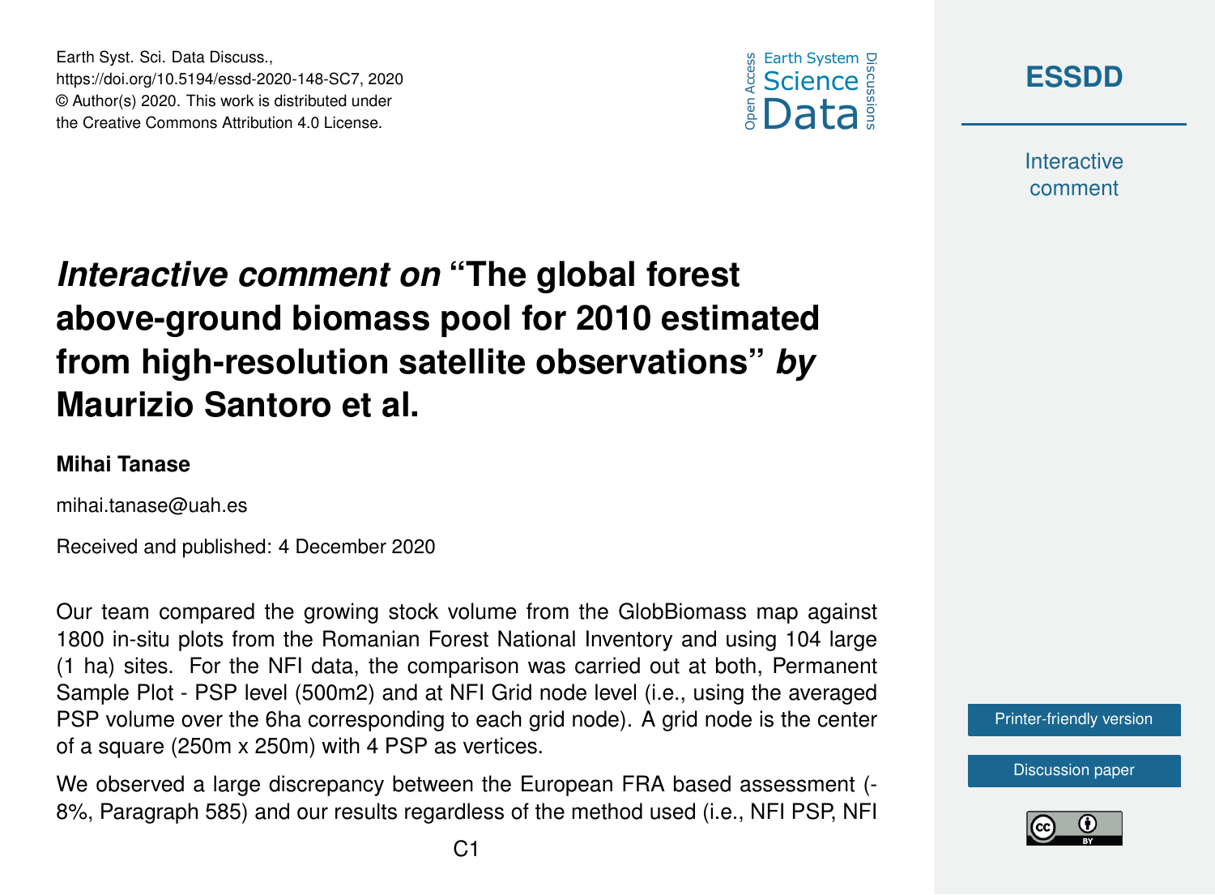# *Interactive comment on* "The global forest above-ground biomass pool for 2010 estimated from high-resolution satellite observations" *by* Maurizio Santoro et al.

**Mihai Tanase**

mihai.tanase@uah.es

Received and published: 4 December 2020

Our team compared the growing stock volume from the GlobBiomass map against 1800 in-situ plots from the Romanian Forest National Inventory and using 104 large (1 ha) sites. For the NFI data, the comparison was carried out at both, Permanent Sample Plot - PSP level (500m2) and at NFI Grid node level (i.e., using the averaged PSP volume over the 6ha corresponding to each grid node). A grid node is the center of a square (250m x 250m) with 4 PSP as vertices.

We observed a large discrepancy between the European FRA based assessment (-8%, Paragraph 585) and our results regardless of the method used (i.e., NFI PSP, NFI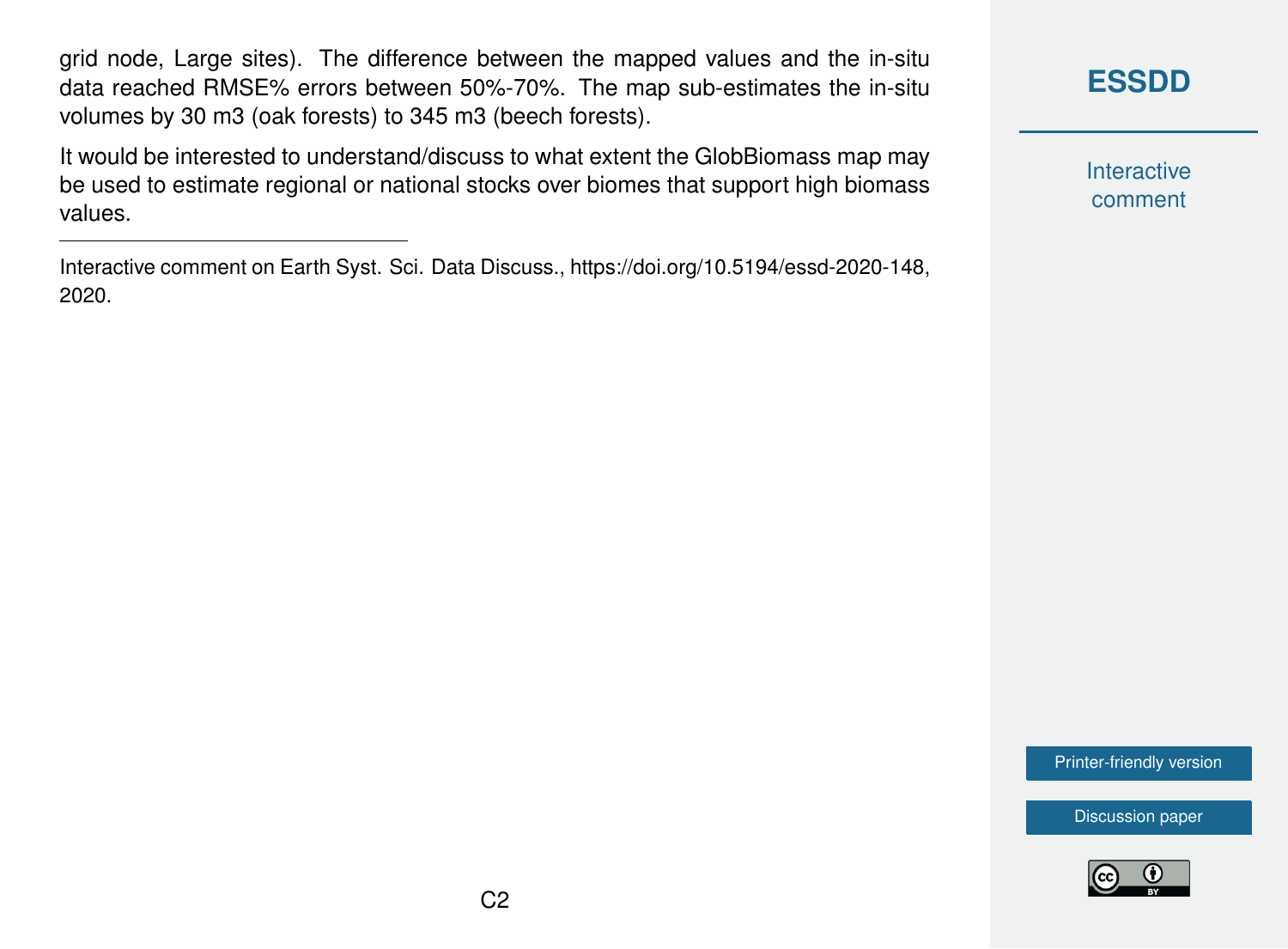grid node, Large sites). The difference between the mapped values and the in-situ data reached RMSE% errors between 50%-70%. The map sub-estimates the in-situ volumes by 30 m3 (oak forests) to 345 m3 (beech forests).

It would be interested to understand/discuss to what extent the GlobBiomass map may be used to estimate regional or national stocks over biomes that support high biomass values.

---

Interactive comment on Earth Syst. Sci. Data Discuss., https://doi.org/10.5194/essd-2020-148, 2020.